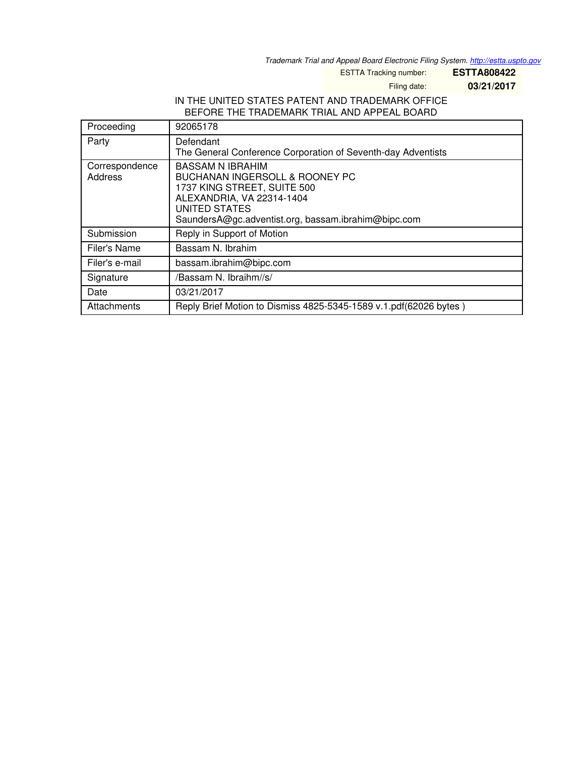Trademark Trial and Appeal Board Electronic Filing System. http://estta.uspto.gov

ESTTA Tracking number: **ESTTA808422**

Filing date: **03/21/2017**

IN THE UNITED STATES PATENT AND TRADEMARK OFFICE
BEFORE THE TRADEMARK TRIAL AND APPEAL BOARD

| | |
|---|---|
| Proceeding | 92065178 |
| Party | Defendant<br>The General Conference Corporation of Seventh-day Adventists |
| Correspondence Address | BASSAM N IBRAHIM<br>BUCHANAN INGERSOLL & ROONEY PC<br>1737 KING STREET, SUITE 500<br>ALEXANDRIA, VA 22314-1404<br>UNITED STATES<br>SaundersA@gc.adventist.org, bassam.ibrahim@bipc.com |
| Submission | Reply in Support of Motion |
| Filer's Name | Bassam N. Ibrahim |
| Filer's e-mail | bassam.ibrahim@bipc.com |
| Signature | /Bassam N. Ibraihm//s/ |
| Date | 03/21/2017 |
| Attachments | Reply Brief Motion to Dismiss 4825-5345-1589 v.1.pdf(62026 bytes ) |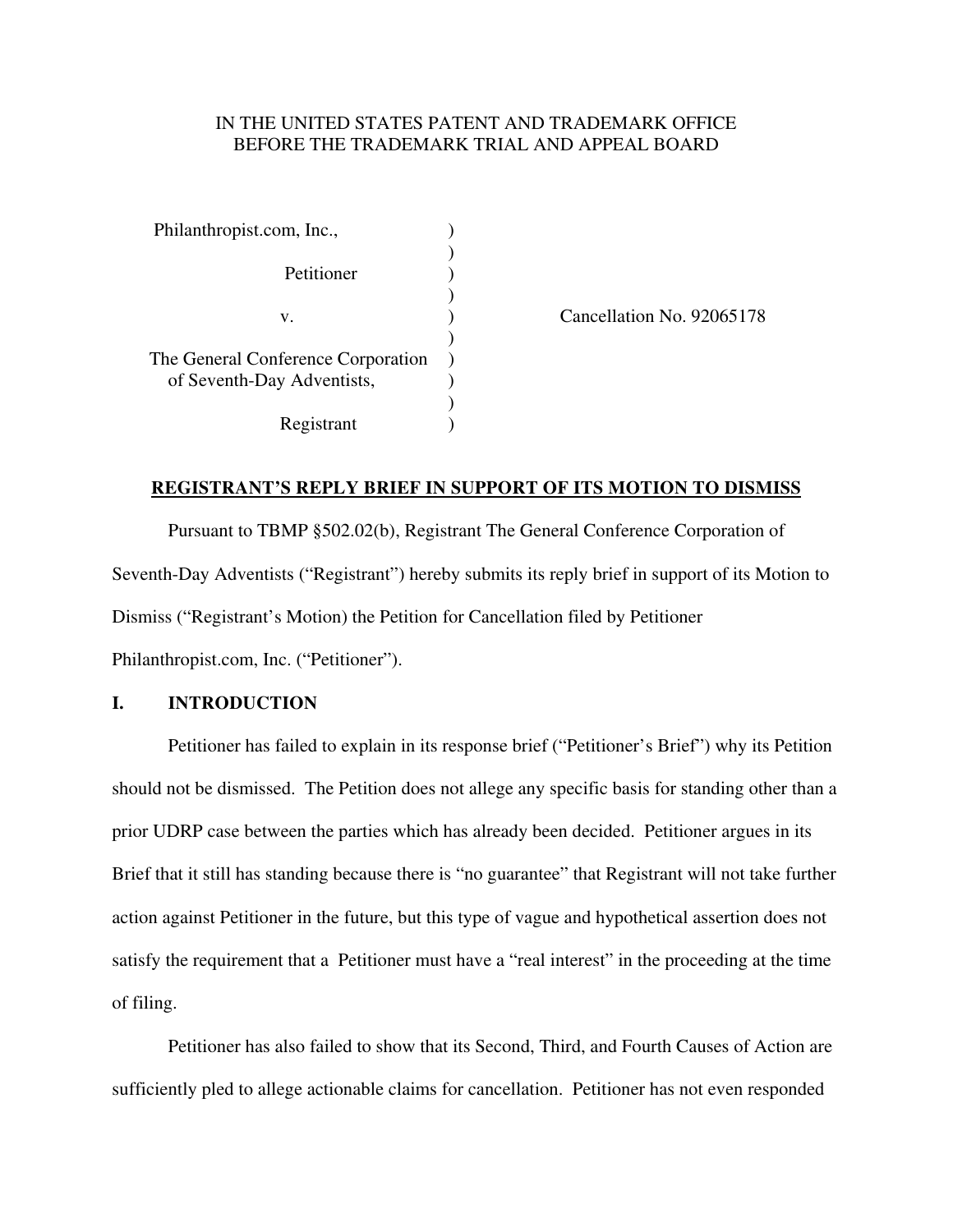IN THE UNITED STATES PATENT AND TRADEMARK OFFICE
BEFORE THE TRADEMARK TRIAL AND APPEAL BOARD

| | | |
|---|---|---|
| Philanthropist.com, Inc., | ) | |
| | ) | |
| Petitioner | ) | |
| | ) | |
| v. | ) | Cancellation No. 92065178 |
| | ) | |
| The General Conference Corporation of Seventh-Day Adventists, | ) | |
| | ) | |
| Registrant | ) | |

**REGISTRANT'S REPLY BRIEF IN SUPPORT OF ITS MOTION TO DISMISS**

Pursuant to TBMP §502.02(b), Registrant The General Conference Corporation of Seventh-Day Adventists ("Registrant") hereby submits its reply brief in support of its Motion to Dismiss ("Registrant's Motion) the Petition for Cancellation filed by Petitioner Philanthropist.com, Inc. ("Petitioner").

## I. INTRODUCTION

Petitioner has failed to explain in its response brief ("Petitioner's Brief") why its Petition should not be dismissed. The Petition does not allege any specific basis for standing other than a prior UDRP case between the parties which has already been decided. Petitioner argues in its Brief that it still has standing because there is "no guarantee" that Registrant will not take further action against Petitioner in the future, but this type of vague and hypothetical assertion does not satisfy the requirement that a Petitioner must have a "real interest" in the proceeding at the time of filing.

Petitioner has also failed to show that its Second, Third, and Fourth Causes of Action are sufficiently pled to allege actionable claims for cancellation. Petitioner has not even responded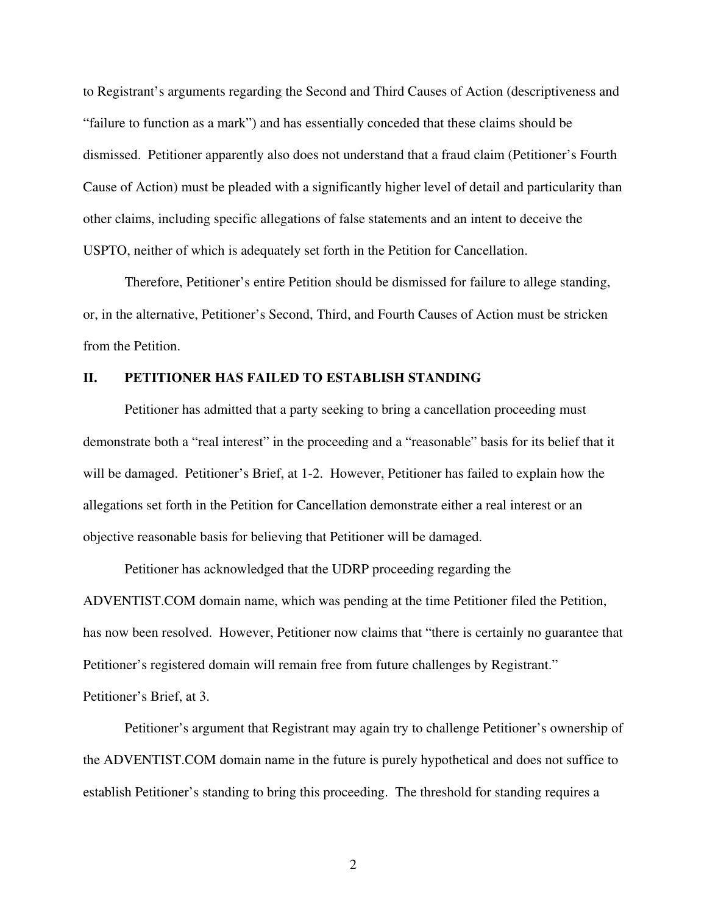to Registrant's arguments regarding the Second and Third Causes of Action (descriptiveness and "failure to function as a mark") and has essentially conceded that these claims should be dismissed. Petitioner apparently also does not understand that a fraud claim (Petitioner's Fourth Cause of Action) must be pleaded with a significantly higher level of detail and particularity than other claims, including specific allegations of false statements and an intent to deceive the USPTO, neither of which is adequately set forth in the Petition for Cancellation.

Therefore, Petitioner's entire Petition should be dismissed for failure to allege standing, or, in the alternative, Petitioner's Second, Third, and Fourth Causes of Action must be stricken from the Petition.

## II. PETITIONER HAS FAILED TO ESTABLISH STANDING

Petitioner has admitted that a party seeking to bring a cancellation proceeding must demonstrate both a "real interest" in the proceeding and a "reasonable" basis for its belief that it will be damaged. Petitioner's Brief, at 1-2. However, Petitioner has failed to explain how the allegations set forth in the Petition for Cancellation demonstrate either a real interest or an objective reasonable basis for believing that Petitioner will be damaged.

Petitioner has acknowledged that the UDRP proceeding regarding the ADVENTIST.COM domain name, which was pending at the time Petitioner filed the Petition, has now been resolved. However, Petitioner now claims that "there is certainly no guarantee that Petitioner's registered domain will remain free from future challenges by Registrant." Petitioner's Brief, at 3.

Petitioner's argument that Registrant may again try to challenge Petitioner's ownership of the ADVENTIST.COM domain name in the future is purely hypothetical and does not suffice to establish Petitioner's standing to bring this proceeding. The threshold for standing requires a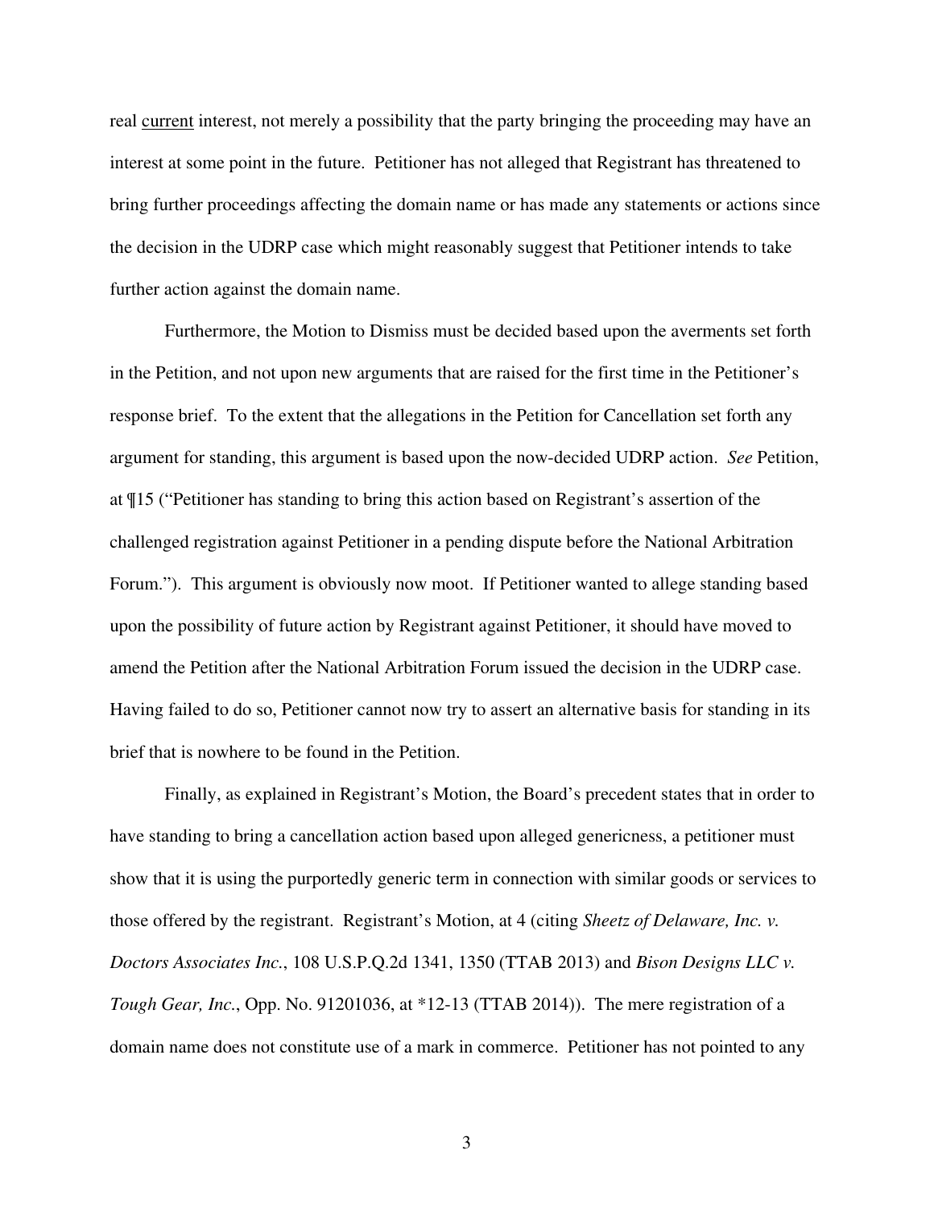real <u>current</u> interest, not merely a possibility that the party bringing the proceeding may have an interest at some point in the future. Petitioner has not alleged that Registrant has threatened to bring further proceedings affecting the domain name or has made any statements or actions since the decision in the UDRP case which might reasonably suggest that Petitioner intends to take further action against the domain name.

Furthermore, the Motion to Dismiss must be decided based upon the averments set forth in the Petition, and not upon new arguments that are raised for the first time in the Petitioner's response brief. To the extent that the allegations in the Petition for Cancellation set forth any argument for standing, this argument is based upon the now-decided UDRP action. *See* Petition, at ¶15 ("Petitioner has standing to bring this action based on Registrant's assertion of the challenged registration against Petitioner in a pending dispute before the National Arbitration Forum."). This argument is obviously now moot. If Petitioner wanted to allege standing based upon the possibility of future action by Registrant against Petitioner, it should have moved to amend the Petition after the National Arbitration Forum issued the decision in the UDRP case. Having failed to do so, Petitioner cannot now try to assert an alternative basis for standing in its brief that is nowhere to be found in the Petition.

Finally, as explained in Registrant's Motion, the Board's precedent states that in order to have standing to bring a cancellation action based upon alleged genericness, a petitioner must show that it is using the purportedly generic term in connection with similar goods or services to those offered by the registrant. Registrant's Motion, at 4 (citing *Sheetz of Delaware, Inc. v. Doctors Associates Inc.*, 108 U.S.P.Q.2d 1341, 1350 (TTAB 2013) and *Bison Designs LLC v. Tough Gear, Inc.*, Opp. No. 91201036, at *12-13 (TTAB 2014)). The mere registration of a domain name does not constitute use of a mark in commerce. Petitioner has not pointed to any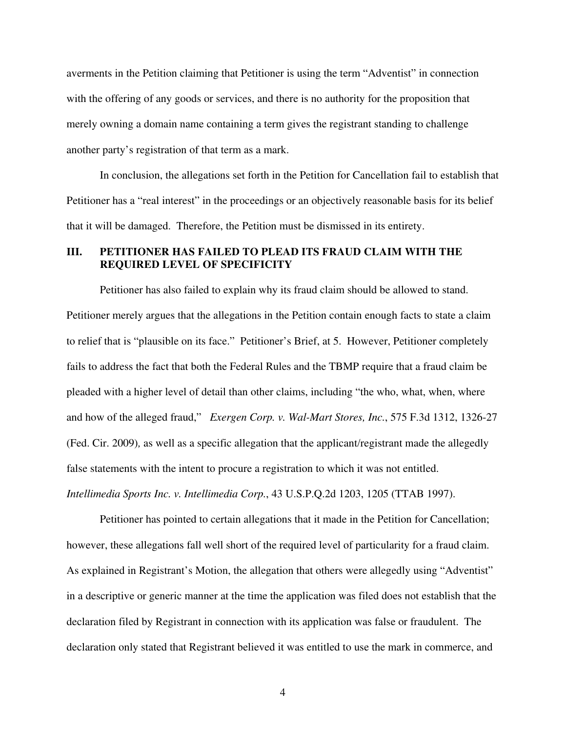averments in the Petition claiming that Petitioner is using the term "Adventist" in connection with the offering of any goods or services, and there is no authority for the proposition that merely owning a domain name containing a term gives the registrant standing to challenge another party's registration of that term as a mark.

In conclusion, the allegations set forth in the Petition for Cancellation fail to establish that Petitioner has a "real interest" in the proceedings or an objectively reasonable basis for its belief that it will be damaged. Therefore, the Petition must be dismissed in its entirety.

## III. PETITIONER HAS FAILED TO PLEAD ITS FRAUD CLAIM WITH THE REQUIRED LEVEL OF SPECIFICITY

Petitioner has also failed to explain why its fraud claim should be allowed to stand. Petitioner merely argues that the allegations in the Petition contain enough facts to state a claim to relief that is "plausible on its face." Petitioner's Brief, at 5. However, Petitioner completely fails to address the fact that both the Federal Rules and the TBMP require that a fraud claim be pleaded with a higher level of detail than other claims, including "the who, what, when, where and how of the alleged fraud," *Exergen Corp. v. Wal-Mart Stores, Inc.*, 575 F.3d 1312, 1326-27 (Fed. Cir. 2009), as well as a specific allegation that the applicant/registrant made the allegedly false statements with the intent to procure a registration to which it was not entitled. *Intellimedia Sports Inc. v. Intellimedia Corp.*, 43 U.S.P.Q.2d 1203, 1205 (TTAB 1997).

Petitioner has pointed to certain allegations that it made in the Petition for Cancellation; however, these allegations fall well short of the required level of particularity for a fraud claim. As explained in Registrant's Motion, the allegation that others were allegedly using "Adventist" in a descriptive or generic manner at the time the application was filed does not establish that the declaration filed by Registrant in connection with its application was false or fraudulent. The declaration only stated that Registrant believed it was entitled to use the mark in commerce, and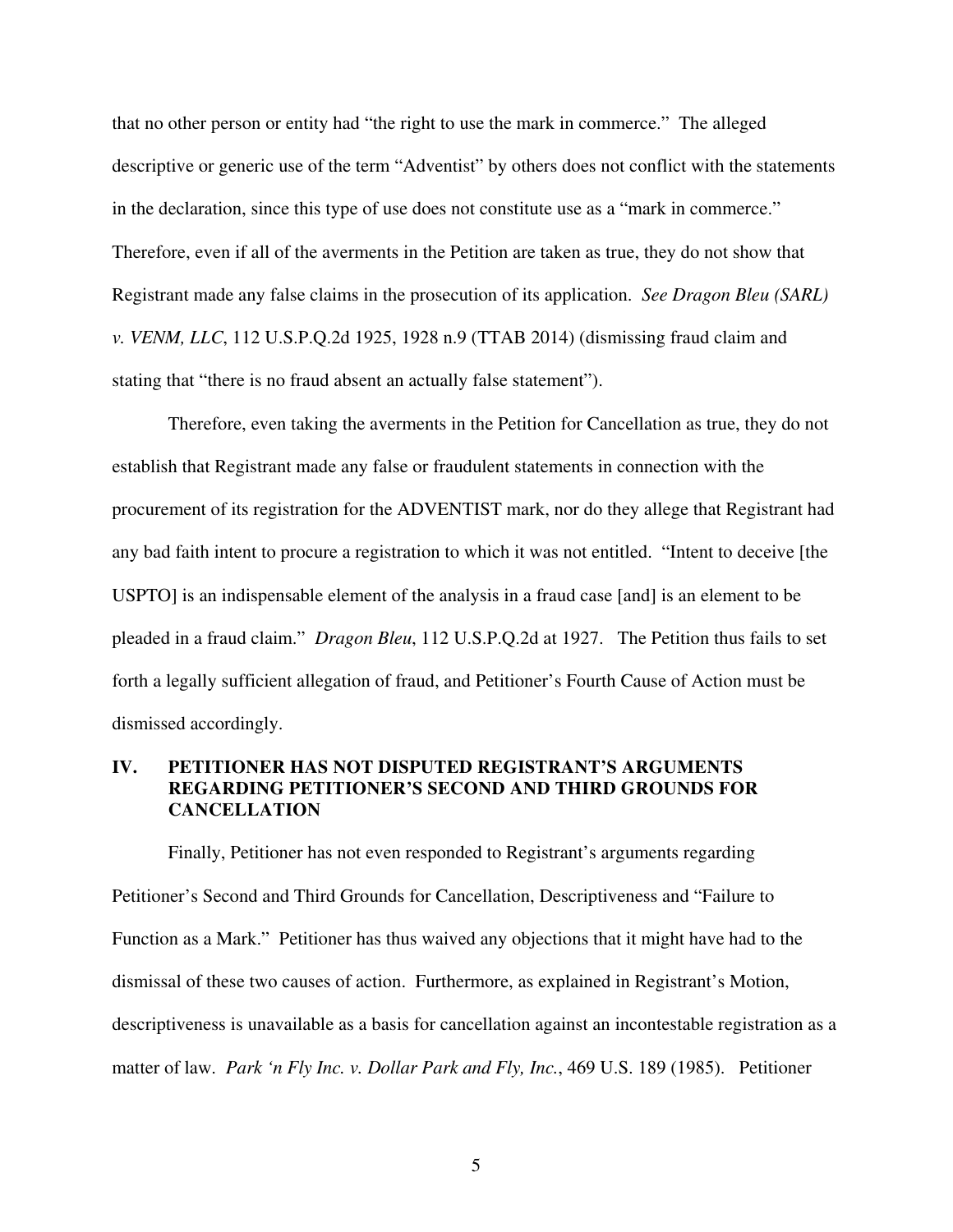that no other person or entity had "the right to use the mark in commerce." The alleged descriptive or generic use of the term "Adventist" by others does not conflict with the statements in the declaration, since this type of use does not constitute use as a "mark in commerce." Therefore, even if all of the averments in the Petition are taken as true, they do not show that Registrant made any false claims in the prosecution of its application. *See Dragon Bleu (SARL) v. VENM, LLC*, 112 U.S.P.Q.2d 1925, 1928 n.9 (TTAB 2014) (dismissing fraud claim and stating that "there is no fraud absent an actually false statement").

Therefore, even taking the averments in the Petition for Cancellation as true, they do not establish that Registrant made any false or fraudulent statements in connection with the procurement of its registration for the ADVENTIST mark, nor do they allege that Registrant had any bad faith intent to procure a registration to which it was not entitled. "Intent to deceive [the USPTO] is an indispensable element of the analysis in a fraud case [and] is an element to be pleaded in a fraud claim." *Dragon Bleu*, 112 U.S.P.Q.2d at 1927. The Petition thus fails to set forth a legally sufficient allegation of fraud, and Petitioner's Fourth Cause of Action must be dismissed accordingly.

## IV. PETITIONER HAS NOT DISPUTED REGISTRANT'S ARGUMENTS REGARDING PETITIONER'S SECOND AND THIRD GROUNDS FOR CANCELLATION

Finally, Petitioner has not even responded to Registrant's arguments regarding Petitioner's Second and Third Grounds for Cancellation, Descriptiveness and "Failure to Function as a Mark." Petitioner has thus waived any objections that it might have had to the dismissal of these two causes of action. Furthermore, as explained in Registrant's Motion, descriptiveness is unavailable as a basis for cancellation against an incontestable registration as a matter of law. *Park 'n Fly Inc. v. Dollar Park and Fly, Inc.*, 469 U.S. 189 (1985). Petitioner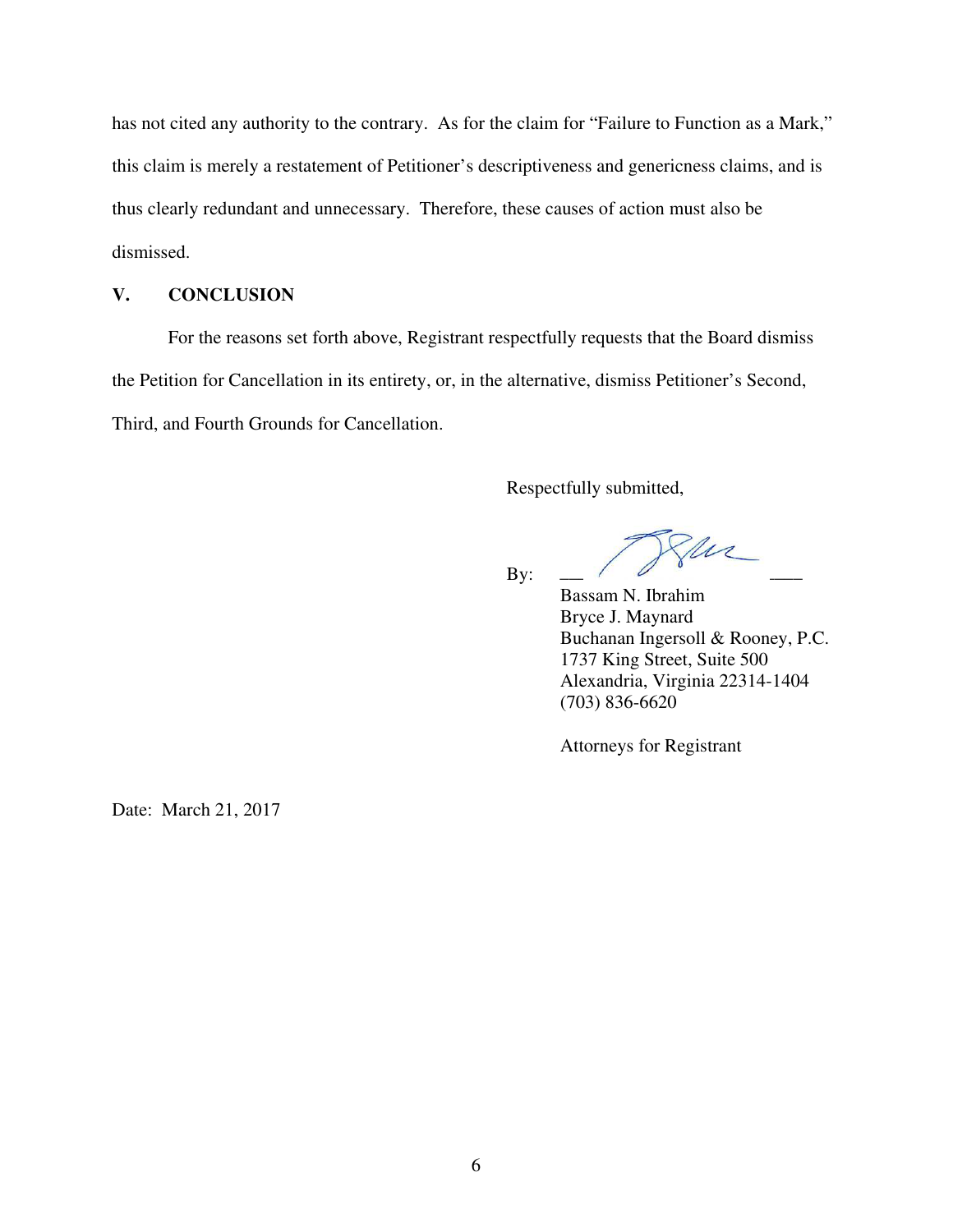has not cited any authority to the contrary. As for the claim for "Failure to Function as a Mark," this claim is merely a restatement of Petitioner's descriptiveness and genericness claims, and is thus clearly redundant and unnecessary. Therefore, these causes of action must also be dismissed.

## V. CONCLUSION

For the reasons set forth above, Registrant respectfully requests that the Board dismiss the Petition for Cancellation in its entirety, or, in the alternative, dismiss Petitioner's Second, Third, and Fourth Grounds for Cancellation.

Respectfully submitted,

By: \_\_\_\_\_\_\_\_\_\_\_\_\_\_\_\_\_\_\_\_\_\_\_\_

Bassam N. Ibrahim
Bryce J. Maynard
Buchanan Ingersoll & Rooney, P.C.
1737 King Street, Suite 500
Alexandria, Virginia 22314-1404
(703) 836-6620

Attorneys for Registrant

Date: March 21, 2017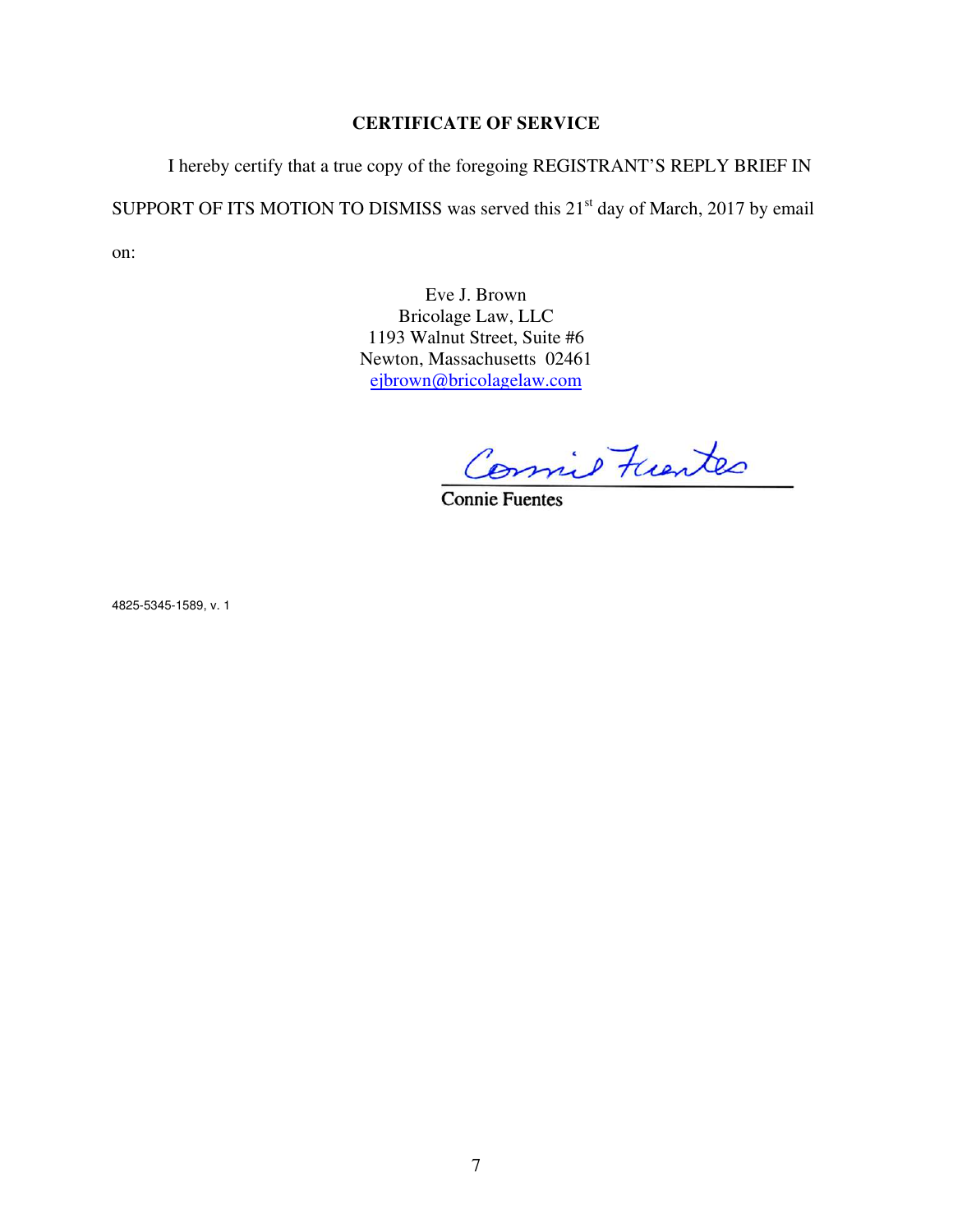## CERTIFICATE OF SERVICE

I hereby certify that a true copy of the foregoing REGISTRANT'S REPLY BRIEF IN SUPPORT OF ITS MOTION TO DISMISS was served this 21st day of March, 2017 by email on:

Eve J. Brown
Bricolage Law, LLC
1193 Walnut Street, Suite #6
Newton, Massachusetts 02461
ejbrown@bricolagelaw.com

Connie Fuentes

Connie Fuentes

4825-5345-1589, v. 1